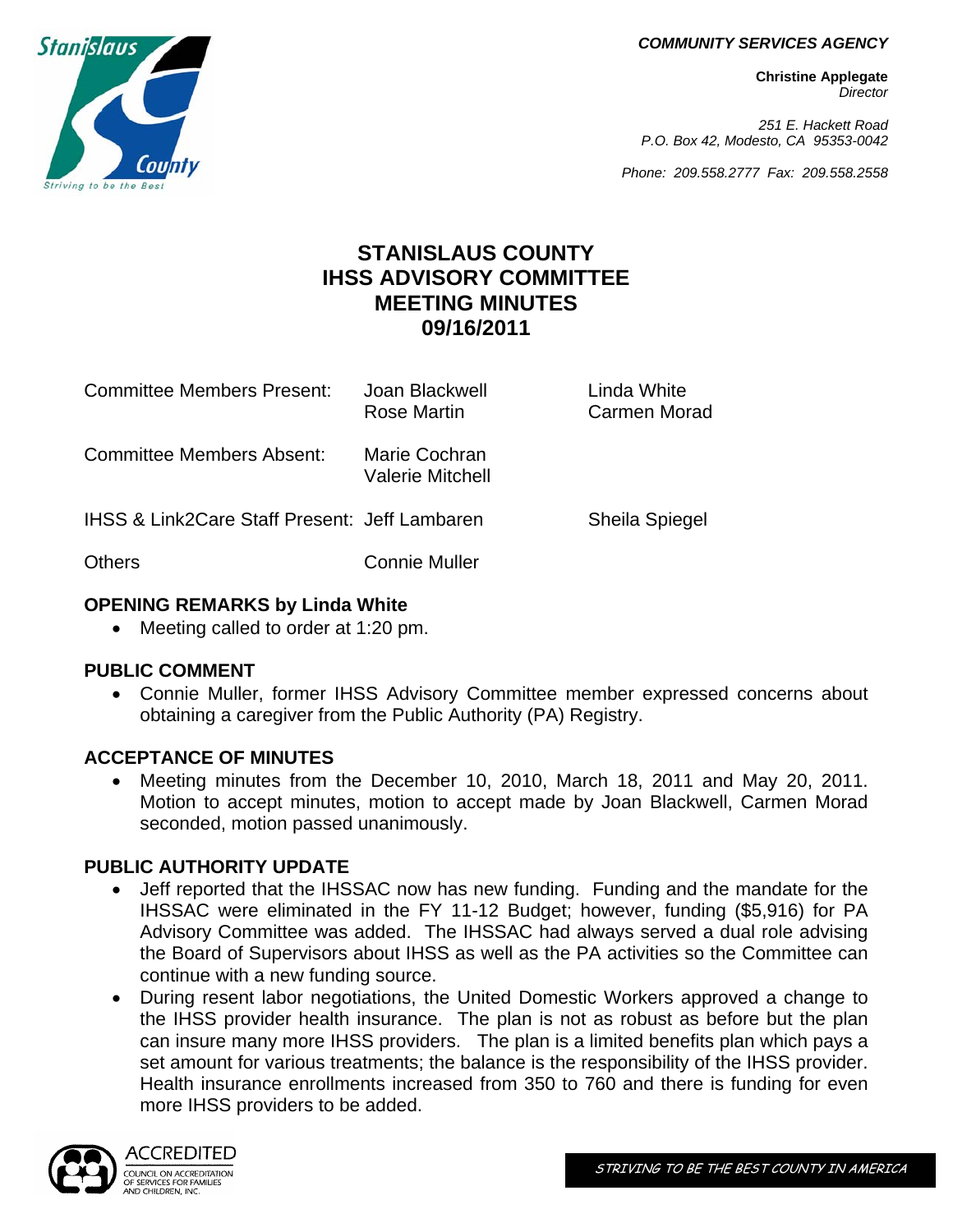**COMMUNITY SERVICES AGENCY**

**Christine Applegate**
*Director*

*251 E. Hackett Road*
*P.O. Box 42, Modesto, CA 95353-0042*

*Phone: 209.558.2777 Fax: 209.558.2558*

# STANISLAUS COUNTY
# IHSS ADVISORY COMMITTEE
# MEETING MINUTES
# 09/16/2011

| | | |
|---|---|---|
| Committee Members Present: | Joan Blackwell<br>Rose Martin | Linda White<br>Carmen Morad |
| Committee Members Absent: | Marie Cochran<br>Valerie Mitchell | |
| IHSS & Link2Care Staff Present: | Jeff Lambaren | Sheila Spiegel |
| Others | Connie Muller | |

### OPENING REMARKS by Linda White

- Meeting called to order at 1:20 pm.

### PUBLIC COMMENT

- Connie Muller, former IHSS Advisory Committee member expressed concerns about obtaining a caregiver from the Public Authority (PA) Registry.

### ACCEPTANCE OF MINUTES

- Meeting minutes from the December 10, 2010, March 18, 2011 and May 20, 2011. Motion to accept minutes, motion to accept made by Joan Blackwell, Carmen Morad seconded, motion passed unanimously.

### PUBLIC AUTHORITY UPDATE

- Jeff reported that the IHSSAC now has new funding. Funding and the mandate for the IHSSAC were eliminated in the FY 11-12 Budget; however, funding ($5,916) for PA Advisory Committee was added. The IHSSAC had always served a dual role advising the Board of Supervisors about IHSS as well as the PA activities so the Committee can continue with a new funding source.
- During resent labor negotiations, the United Domestic Workers approved a change to the IHSS provider health insurance. The plan is not as robust as before but the plan can insure many more IHSS providers. The plan is a limited benefits plan which pays a set amount for various treatments; the balance is the responsibility of the IHSS provider. Health insurance enrollments increased from 350 to 760 and there is funding for even more IHSS providers to be added.

ACCREDITED
COUNCIL ON ACCREDITATION OF SERVICES FOR FAMILIES AND CHILDREN, INC.

STRIVING TO BE THE BEST COUNTY IN AMERICA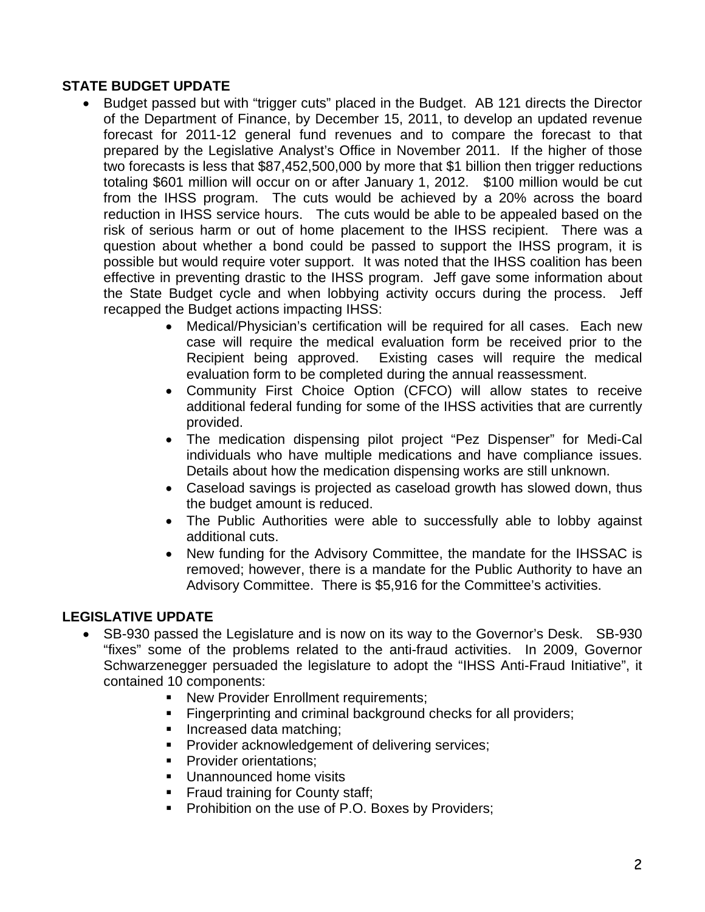**STATE BUDGET UPDATE**

- Budget passed but with "trigger cuts" placed in the Budget. AB 121 directs the Director of the Department of Finance, by December 15, 2011, to develop an updated revenue forecast for 2011-12 general fund revenues and to compare the forecast to that prepared by the Legislative Analyst's Office in November 2011. If the higher of those two forecasts is less that $87,452,500,000 by more that $1 billion then trigger reductions totaling $601 million will occur on or after January 1, 2012. $100 million would be cut from the IHSS program. The cuts would be achieved by a 20% across the board reduction in IHSS service hours. The cuts would be able to be appealed based on the risk of serious harm or out of home placement to the IHSS recipient. There was a question about whether a bond could be passed to support the IHSS program, it is possible but would require voter support. It was noted that the IHSS coalition has been effective in preventing drastic to the IHSS program. Jeff gave some information about the State Budget cycle and when lobbying activity occurs during the process. Jeff recapped the Budget actions impacting IHSS:
    - Medical/Physician's certification will be required for all cases. Each new case will require the medical evaluation form be received prior to the Recipient being approved. Existing cases will require the medical evaluation form to be completed during the annual reassessment.
    - Community First Choice Option (CFCO) will allow states to receive additional federal funding for some of the IHSS activities that are currently provided.
    - The medication dispensing pilot project "Pez Dispenser" for Medi-Cal individuals who have multiple medications and have compliance issues. Details about how the medication dispensing works are still unknown.
    - Caseload savings is projected as caseload growth has slowed down, thus the budget amount is reduced.
    - The Public Authorities were able to successfully able to lobby against additional cuts.
    - New funding for the Advisory Committee, the mandate for the IHSSAC is removed; however, there is a mandate for the Public Authority to have an Advisory Committee. There is $5,916 for the Committee's activities.

**LEGISLATIVE UPDATE**

- SB-930 passed the Legislature and is now on its way to the Governor's Desk. SB-930 "fixes" some of the problems related to the anti-fraud activities. In 2009, Governor Schwarzenegger persuaded the legislature to adopt the "IHSS Anti-Fraud Initiative", it contained 10 components:
    - New Provider Enrollment requirements;
    - Fingerprinting and criminal background checks for all providers;
    - Increased data matching;
    - Provider acknowledgement of delivering services;
    - Provider orientations;
    - Unannounced home visits
    - Fraud training for County staff;
    - Prohibition on the use of P.O. Boxes by Providers;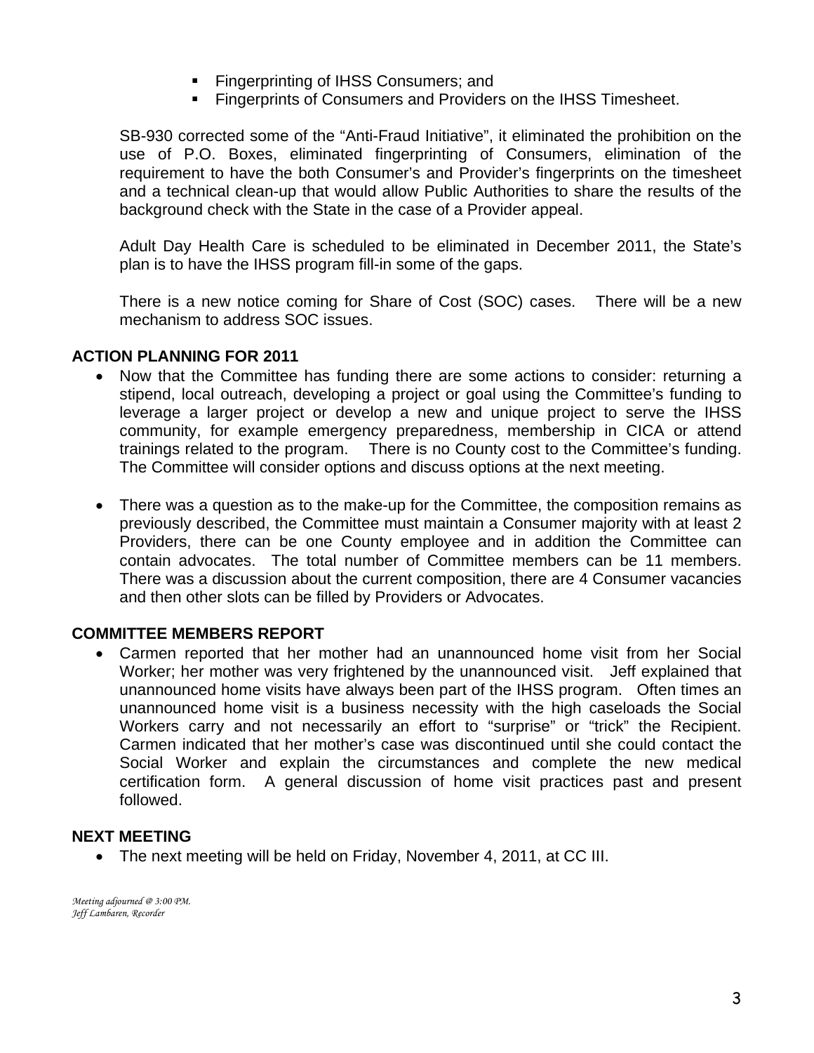- Fingerprinting of IHSS Consumers; and
- Fingerprints of Consumers and Providers on the IHSS Timesheet.

SB-930 corrected some of the "Anti-Fraud Initiative", it eliminated the prohibition on the use of P.O. Boxes, eliminated fingerprinting of Consumers, elimination of the requirement to have the both Consumer's and Provider's fingerprints on the timesheet and a technical clean-up that would allow Public Authorities to share the results of the background check with the State in the case of a Provider appeal.

Adult Day Health Care is scheduled to be eliminated in December 2011, the State's plan is to have the IHSS program fill-in some of the gaps.

There is a new notice coming for Share of Cost (SOC) cases. There will be a new mechanism to address SOC issues.

**ACTION PLANNING FOR 2011**

- Now that the Committee has funding there are some actions to consider: returning a stipend, local outreach, developing a project or goal using the Committee's funding to leverage a larger project or develop a new and unique project to serve the IHSS community, for example emergency preparedness, membership in CICA or attend trainings related to the program. There is no County cost to the Committee's funding. The Committee will consider options and discuss options at the next meeting.

- There was a question as to the make-up for the Committee, the composition remains as previously described, the Committee must maintain a Consumer majority with at least 2 Providers, there can be one County employee and in addition the Committee can contain advocates. The total number of Committee members can be 11 members. There was a discussion about the current composition, there are 4 Consumer vacancies and then other slots can be filled by Providers or Advocates.

**COMMITTEE MEMBERS REPORT**

- Carmen reported that her mother had an unannounced home visit from her Social Worker; her mother was very frightened by the unannounced visit. Jeff explained that unannounced home visits have always been part of the IHSS program. Often times an unannounced home visit is a business necessity with the high caseloads the Social Workers carry and not necessarily an effort to "surprise" or "trick" the Recipient. Carmen indicated that her mother's case was discontinued until she could contact the Social Worker and explain the circumstances and complete the new medical certification form. A general discussion of home visit practices past and present followed.

**NEXT MEETING**

- The next meeting will be held on Friday, November 4, 2011, at CC III.

*Meeting adjourned @ 3:00 PM.*
*Jeff Lambaren, Recorder*